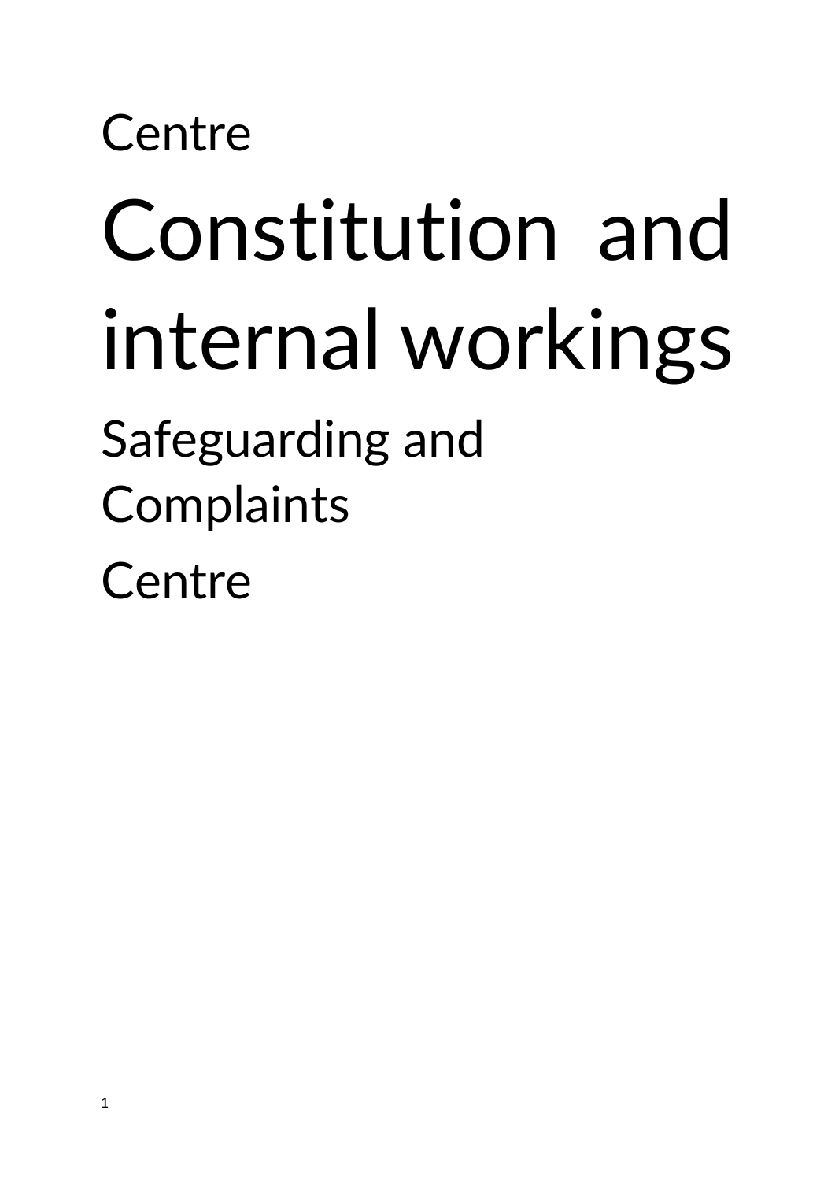Centre

# Constitution and internal workings

## Safeguarding and Complaints

Centre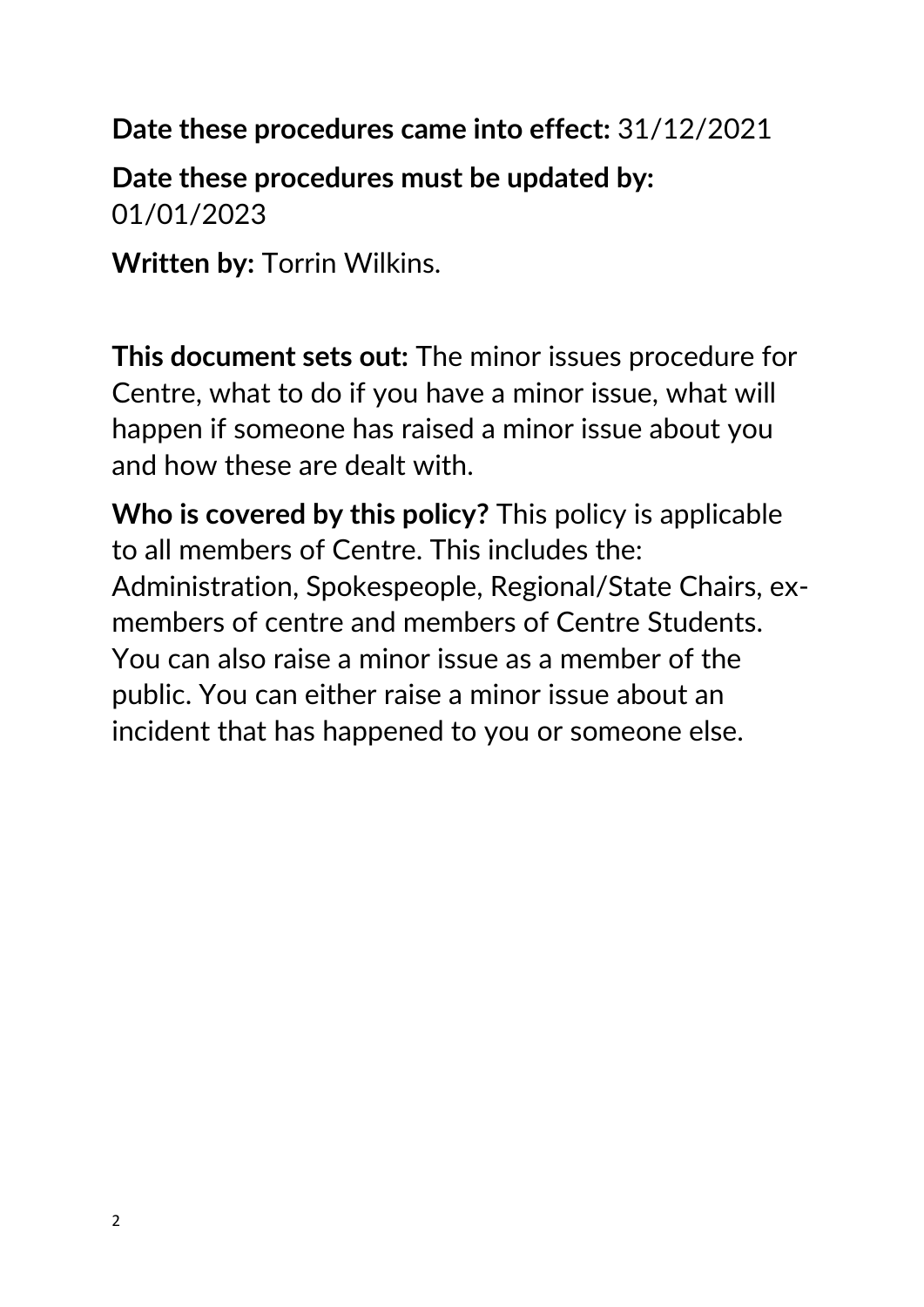**Date these procedures came into effect:** 31/12/2021

**Date these procedures must be updated by:** 01/01/2023

**Written by:** Torrin Wilkins.

**This document sets out:** The minor issues procedure for Centre, what to do if you have a minor issue, what will happen if someone has raised a minor issue about you and how these are dealt with.

**Who is covered by this policy?** This policy is applicable to all members of Centre. This includes the: Administration, Spokespeople, Regional/State Chairs, ex-members of centre and members of Centre Students. You can also raise a minor issue as a member of the public. You can either raise a minor issue about an incident that has happened to you or someone else.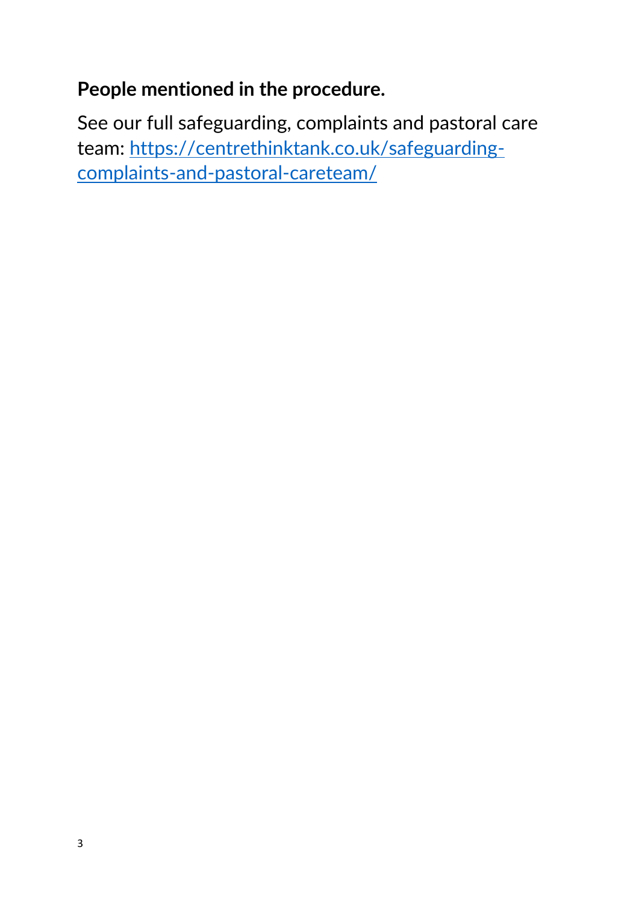**People mentioned in the procedure.**

See our full safeguarding, complaints and pastoral care team: https://centrethinktank.co.uk/safeguarding-complaints-and-pastoral-careteam/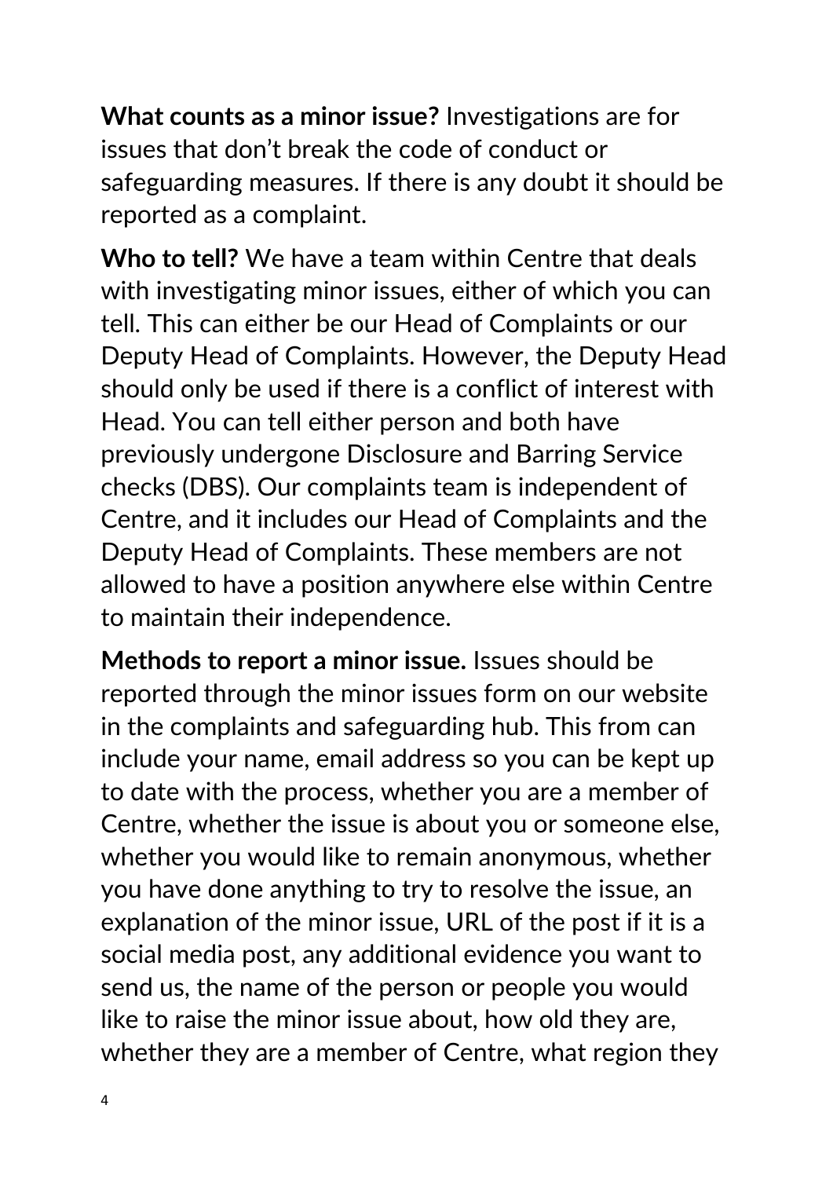**What counts as a minor issue?** Investigations are for issues that don't break the code of conduct or safeguarding measures. If there is any doubt it should be reported as a complaint.

**Who to tell?** We have a team within Centre that deals with investigating minor issues, either of which you can tell. This can either be our Head of Complaints or our Deputy Head of Complaints. However, the Deputy Head should only be used if there is a conflict of interest with Head. You can tell either person and both have previously undergone Disclosure and Barring Service checks (DBS). Our complaints team is independent of Centre, and it includes our Head of Complaints and the Deputy Head of Complaints. These members are not allowed to have a position anywhere else within Centre to maintain their independence.

**Methods to report a minor issue.** Issues should be reported through the minor issues form on our website in the complaints and safeguarding hub. This from can include your name, email address so you can be kept up to date with the process, whether you are a member of Centre, whether the issue is about you or someone else, whether you would like to remain anonymous, whether you have done anything to try to resolve the issue, an explanation of the minor issue, URL of the post if it is a social media post, any additional evidence you want to send us, the name of the person or people you would like to raise the minor issue about, how old they are, whether they are a member of Centre, what region they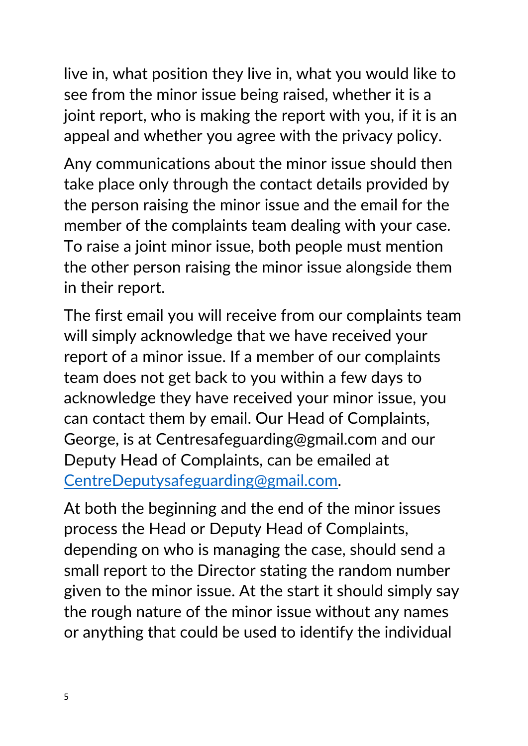live in, what position they live in, what you would like to see from the minor issue being raised, whether it is a joint report, who is making the report with you, if it is an appeal and whether you agree with the privacy policy.

Any communications about the minor issue should then take place only through the contact details provided by the person raising the minor issue and the email for the member of the complaints team dealing with your case. To raise a joint minor issue, both people must mention the other person raising the minor issue alongside them in their report.

The first email you will receive from our complaints team will simply acknowledge that we have received your report of a minor issue. If a member of our complaints team does not get back to you within a few days to acknowledge they have received your minor issue, you can contact them by email. Our Head of Complaints, George, is at Centresafeguarding@gmail.com and our Deputy Head of Complaints, can be emailed at [CentreDeputysafeguarding@gmail.com](mailto:CentreDeputysafeguarding@gmail.com).

At both the beginning and the end of the minor issues process the Head or Deputy Head of Complaints, depending on who is managing the case, should send a small report to the Director stating the random number given to the minor issue. At the start it should simply say the rough nature of the minor issue without any names or anything that could be used to identify the individual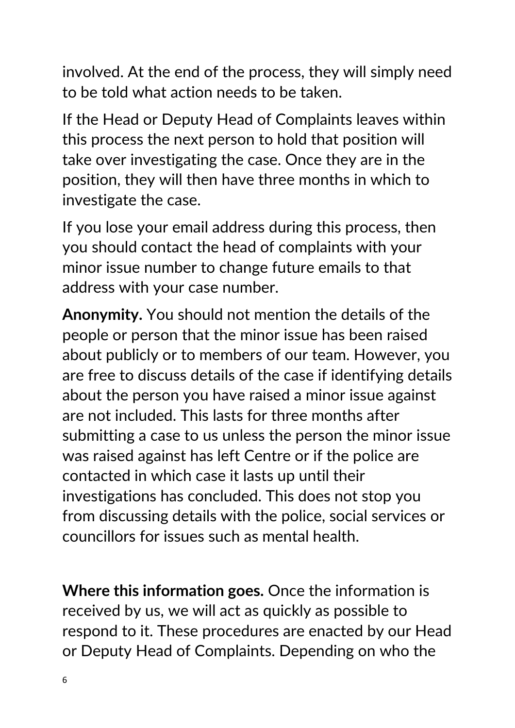involved. At the end of the process, they will simply need to be told what action needs to be taken.

If the Head or Deputy Head of Complaints leaves within this process the next person to hold that position will take over investigating the case. Once they are in the position, they will then have three months in which to investigate the case.

If you lose your email address during this process, then you should contact the head of complaints with your minor issue number to change future emails to that address with your case number.

**Anonymity.** You should not mention the details of the people or person that the minor issue has been raised about publicly or to members of our team. However, you are free to discuss details of the case if identifying details about the person you have raised a minor issue against are not included. This lasts for three months after submitting a case to us unless the person the minor issue was raised against has left Centre or if the police are contacted in which case it lasts up until their investigations has concluded. This does not stop you from discussing details with the police, social services or councillors for issues such as mental health.

**Where this information goes.** Once the information is received by us, we will act as quickly as possible to respond to it. These procedures are enacted by our Head or Deputy Head of Complaints. Depending on who the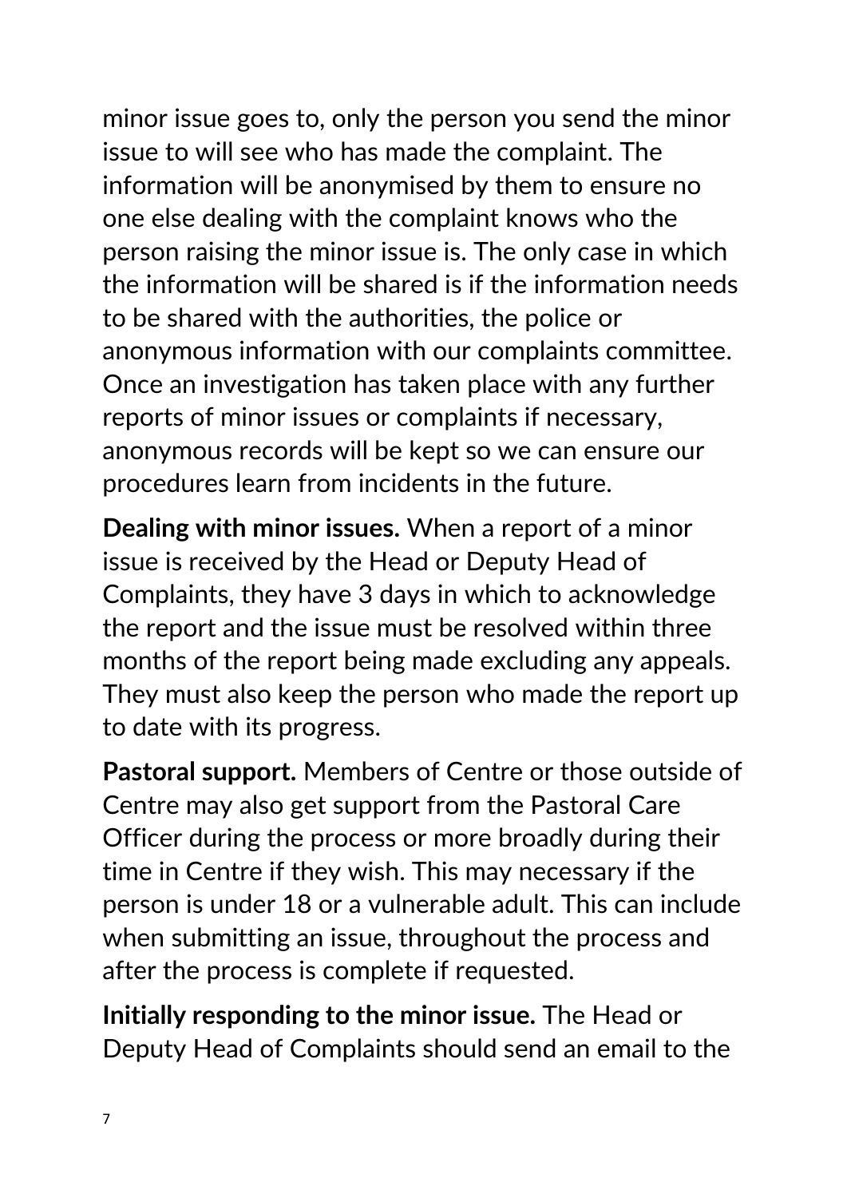minor issue goes to, only the person you send the minor issue to will see who has made the complaint. The information will be anonymised by them to ensure no one else dealing with the complaint knows who the person raising the minor issue is. The only case in which the information will be shared is if the information needs to be shared with the authorities, the police or anonymous information with our complaints committee. Once an investigation has taken place with any further reports of minor issues or complaints if necessary, anonymous records will be kept so we can ensure our procedures learn from incidents in the future.

**Dealing with minor issues.** When a report of a minor issue is received by the Head or Deputy Head of Complaints, they have 3 days in which to acknowledge the report and the issue must be resolved within three months of the report being made excluding any appeals. They must also keep the person who made the report up to date with its progress.

**Pastoral support.** Members of Centre or those outside of Centre may also get support from the Pastoral Care Officer during the process or more broadly during their time in Centre if they wish. This may necessary if the person is under 18 or a vulnerable adult. This can include when submitting an issue, throughout the process and after the process is complete if requested.

**Initially responding to the minor issue.** The Head or Deputy Head of Complaints should send an email to the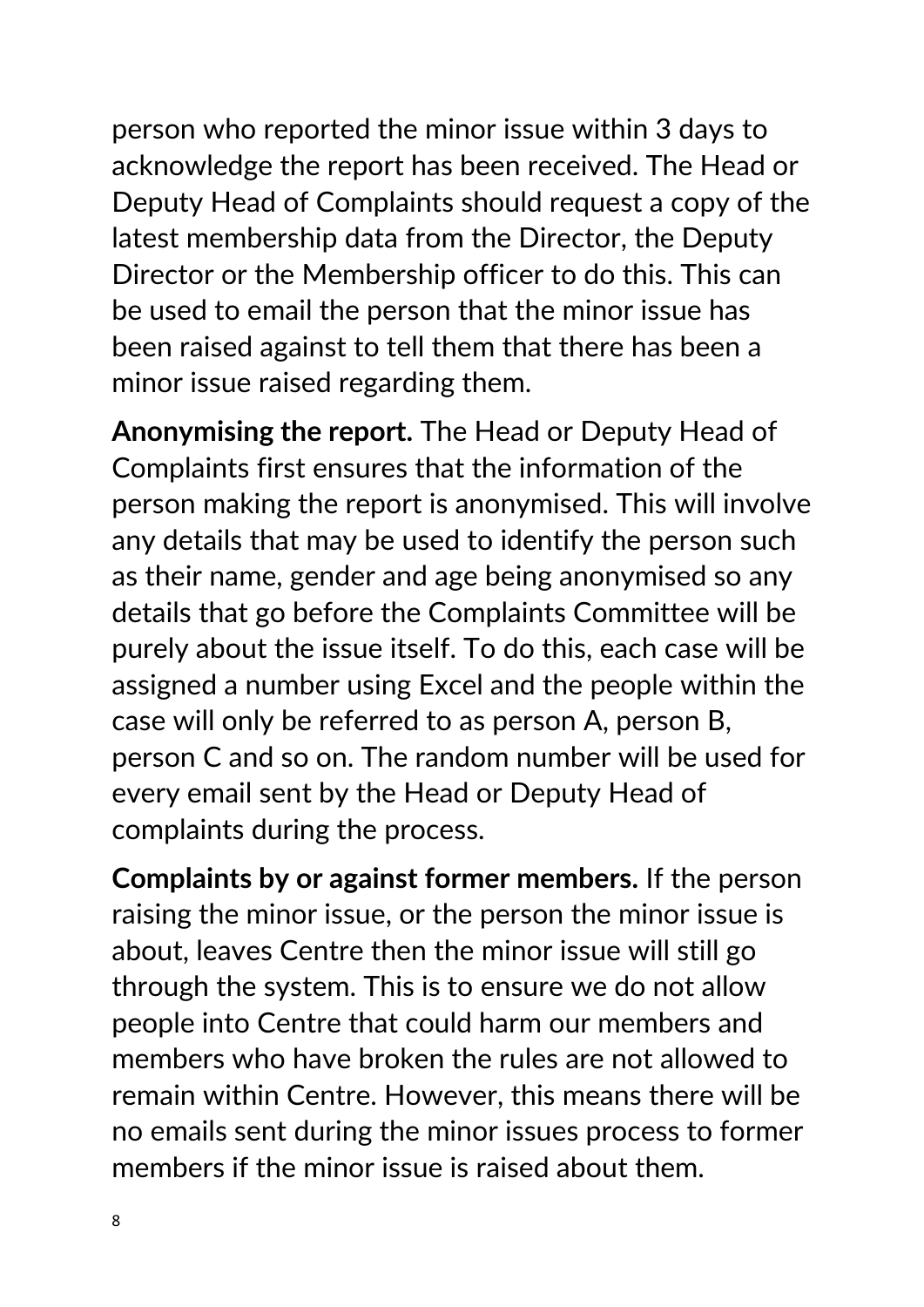person who reported the minor issue within 3 days to acknowledge the report has been received. The Head or Deputy Head of Complaints should request a copy of the latest membership data from the Director, the Deputy Director or the Membership officer to do this. This can be used to email the person that the minor issue has been raised against to tell them that there has been a minor issue raised regarding them.

**Anonymising the report.** The Head or Deputy Head of Complaints first ensures that the information of the person making the report is anonymised. This will involve any details that may be used to identify the person such as their name, gender and age being anonymised so any details that go before the Complaints Committee will be purely about the issue itself. To do this, each case will be assigned a number using Excel and the people within the case will only be referred to as person A, person B, person C and so on. The random number will be used for every email sent by the Head or Deputy Head of complaints during the process.

**Complaints by or against former members.** If the person raising the minor issue, or the person the minor issue is about, leaves Centre then the minor issue will still go through the system. This is to ensure we do not allow people into Centre that could harm our members and members who have broken the rules are not allowed to remain within Centre. However, this means there will be no emails sent during the minor issues process to former members if the minor issue is raised about them.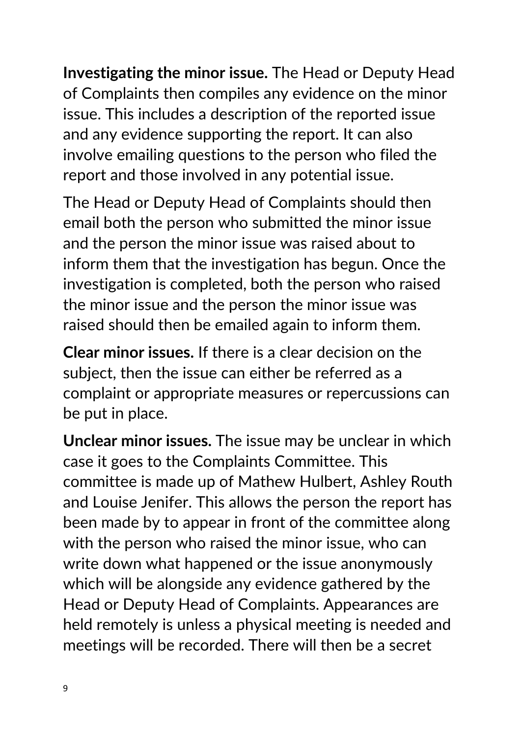**Investigating the minor issue.** The Head or Deputy Head of Complaints then compiles any evidence on the minor issue. This includes a description of the reported issue and any evidence supporting the report. It can also involve emailing questions to the person who filed the report and those involved in any potential issue.

The Head or Deputy Head of Complaints should then email both the person who submitted the minor issue and the person the minor issue was raised about to inform them that the investigation has begun. Once the investigation is completed, both the person who raised the minor issue and the person the minor issue was raised should then be emailed again to inform them.

**Clear minor issues.** If there is a clear decision on the subject, then the issue can either be referred as a complaint or appropriate measures or repercussions can be put in place.

**Unclear minor issues.** The issue may be unclear in which case it goes to the Complaints Committee. This committee is made up of Mathew Hulbert, Ashley Routh and Louise Jenifer. This allows the person the report has been made by to appear in front of the committee along with the person who raised the minor issue, who can write down what happened or the issue anonymously which will be alongside any evidence gathered by the Head or Deputy Head of Complaints. Appearances are held remotely is unless a physical meeting is needed and meetings will be recorded. There will then be a secret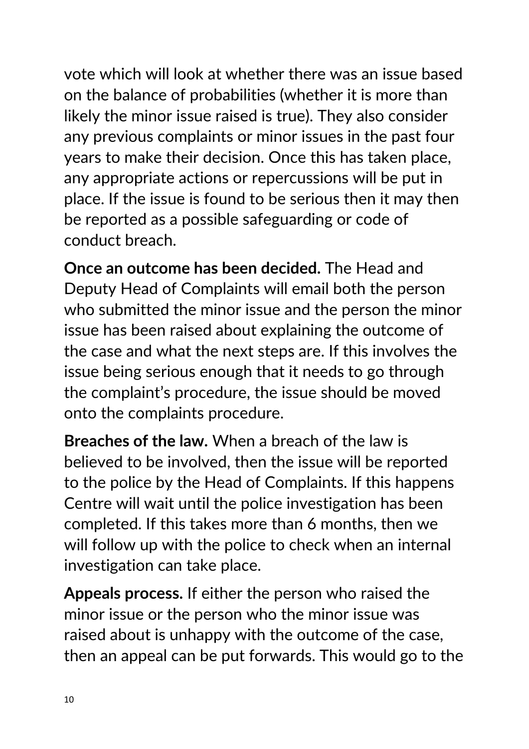vote which will look at whether there was an issue based on the balance of probabilities (whether it is more than likely the minor issue raised is true). They also consider any previous complaints or minor issues in the past four years to make their decision. Once this has taken place, any appropriate actions or repercussions will be put in place. If the issue is found to be serious then it may then be reported as a possible safeguarding or code of conduct breach.

**Once an outcome has been decided.** The Head and Deputy Head of Complaints will email both the person who submitted the minor issue and the person the minor issue has been raised about explaining the outcome of the case and what the next steps are. If this involves the issue being serious enough that it needs to go through the complaint's procedure, the issue should be moved onto the complaints procedure.

**Breaches of the law.** When a breach of the law is believed to be involved, then the issue will be reported to the police by the Head of Complaints. If this happens Centre will wait until the police investigation has been completed. If this takes more than 6 months, then we will follow up with the police to check when an internal investigation can take place.

**Appeals process.** If either the person who raised the minor issue or the person who the minor issue was raised about is unhappy with the outcome of the case, then an appeal can be put forwards. This would go to the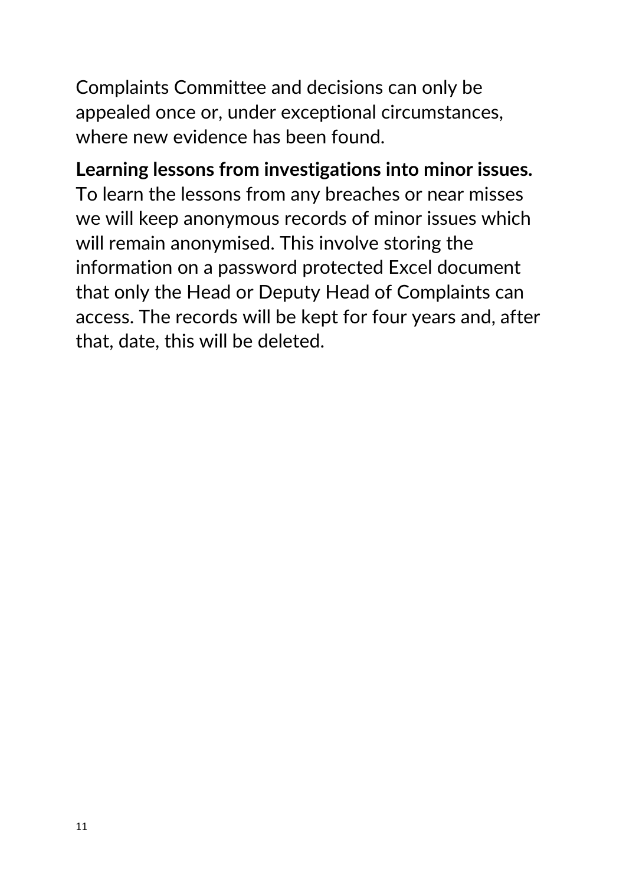Complaints Committee and decisions can only be appealed once or, under exceptional circumstances, where new evidence has been found.

**Learning lessons from investigations into minor issues.** To learn the lessons from any breaches or near misses we will keep anonymous records of minor issues which will remain anonymised. This involve storing the information on a password protected Excel document that only the Head or Deputy Head of Complaints can access. The records will be kept for four years and, after that, date, this will be deleted.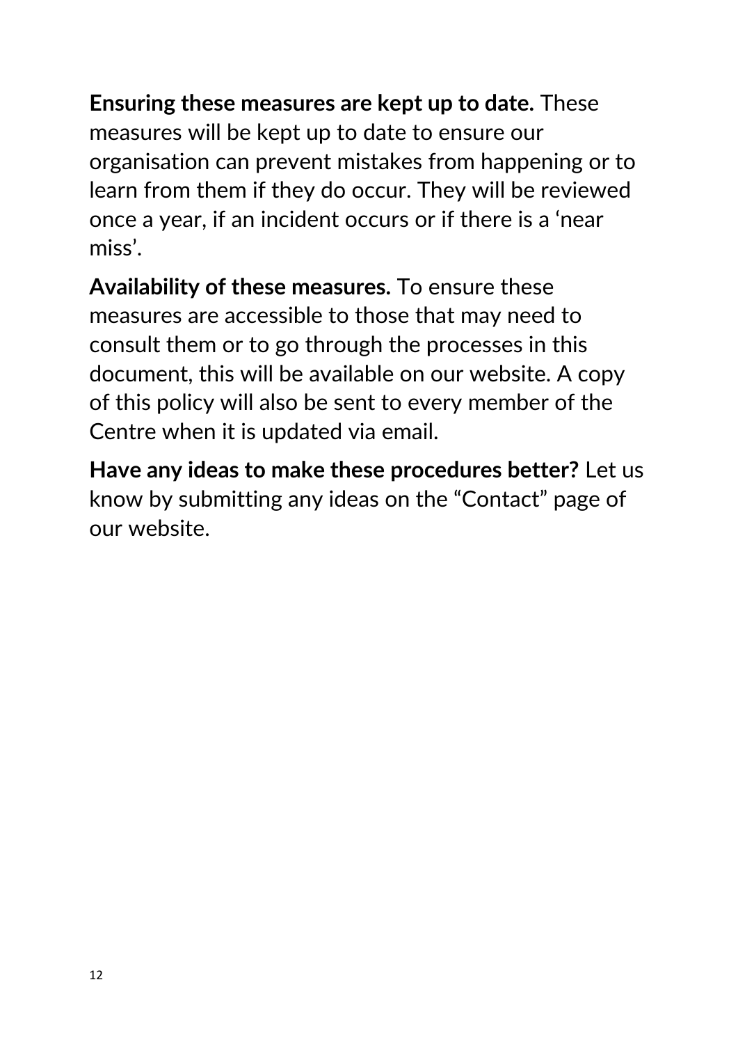**Ensuring these measures are kept up to date.** These measures will be kept up to date to ensure our organisation can prevent mistakes from happening or to learn from them if they do occur. They will be reviewed once a year, if an incident occurs or if there is a 'near miss'.

**Availability of these measures.** To ensure these measures are accessible to those that may need to consult them or to go through the processes in this document, this will be available on our website. A copy of this policy will also be sent to every member of the Centre when it is updated via email.

**Have any ideas to make these procedures better?** Let us know by submitting any ideas on the "Contact" page of our website.